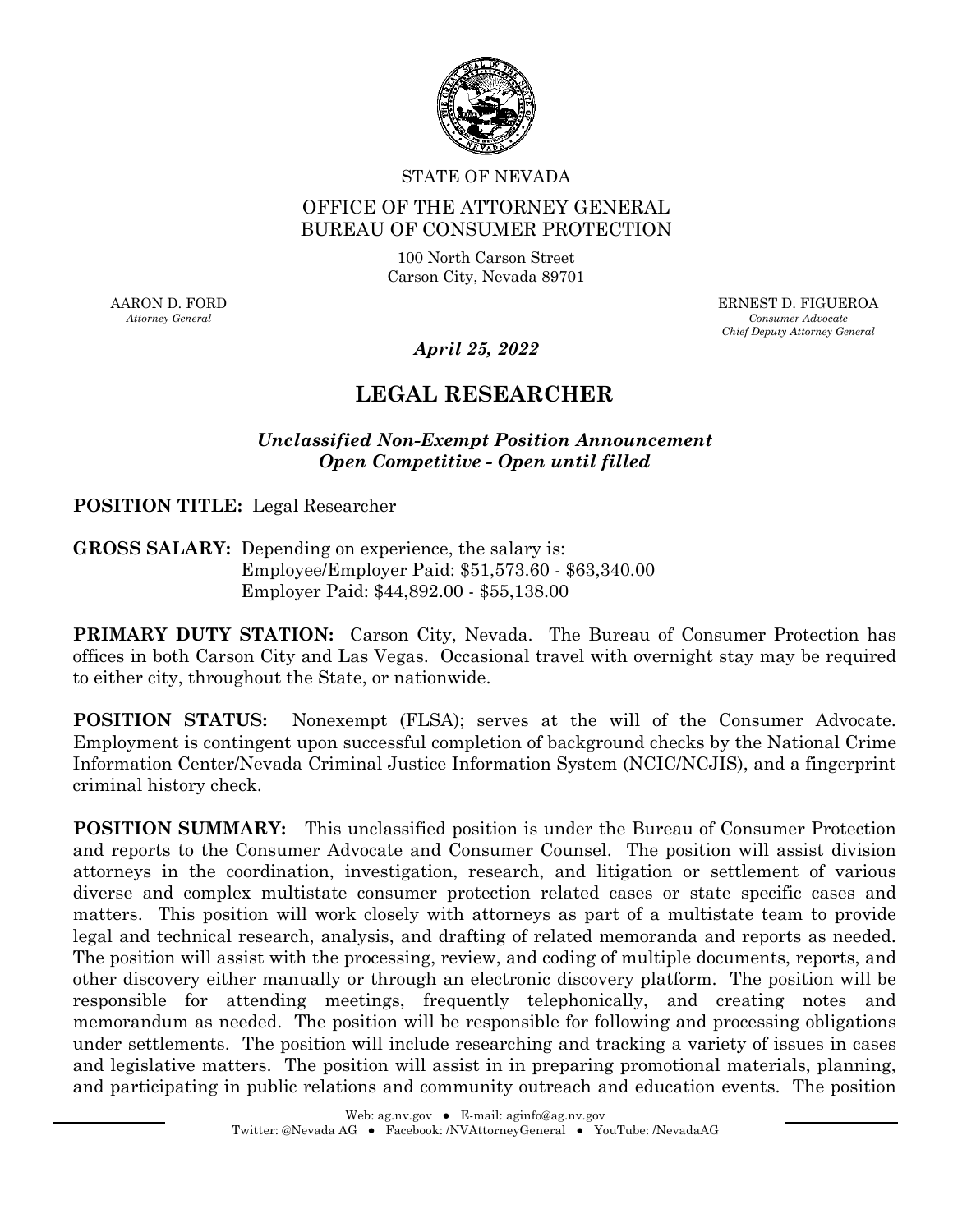STATE OF NEVADA

OFFICE OF THE ATTORNEY GENERAL
BUREAU OF CONSUMER PROTECTION

100 North Carson Street
Carson City, Nevada 89701

AARON D. FORD
*Attorney General*

ERNEST D. FIGUEROA
*Consumer Advocate*
*Chief Deputy Attorney General*

***April 25, 2022***

# LEGAL RESEARCHER

***Unclassified Non-Exempt Position Announcement***
***Open Competitive - Open until filled***

**POSITION TITLE:** Legal Researcher

**GROSS SALARY:** Depending on experience, the salary is:
Employee/Employer Paid: $51,573.60 - $63,340.00
Employer Paid: $44,892.00 - $55,138.00

**PRIMARY DUTY STATION:** Carson City, Nevada. The Bureau of Consumer Protection has offices in both Carson City and Las Vegas. Occasional travel with overnight stay may be required to either city, throughout the State, or nationwide.

**POSITION STATUS:** Nonexempt (FLSA); serves at the will of the Consumer Advocate. Employment is contingent upon successful completion of background checks by the National Crime Information Center/Nevada Criminal Justice Information System (NCIC/NCJIS), and a fingerprint criminal history check.

**POSITION SUMMARY:** This unclassified position is under the Bureau of Consumer Protection and reports to the Consumer Advocate and Consumer Counsel. The position will assist division attorneys in the coordination, investigation, research, and litigation or settlement of various diverse and complex multistate consumer protection related cases or state specific cases and matters. This position will work closely with attorneys as part of a multistate team to provide legal and technical research, analysis, and drafting of related memoranda and reports as needed. The position will assist with the processing, review, and coding of multiple documents, reports, and other discovery either manually or through an electronic discovery platform. The position will be responsible for attending meetings, frequently telephonically, and creating notes and memorandum as needed. The position will be responsible for following and processing obligations under settlements. The position will include researching and tracking a variety of issues in cases and legislative matters. The position will assist in in preparing promotional materials, planning, and participating in public relations and community outreach and education events. The position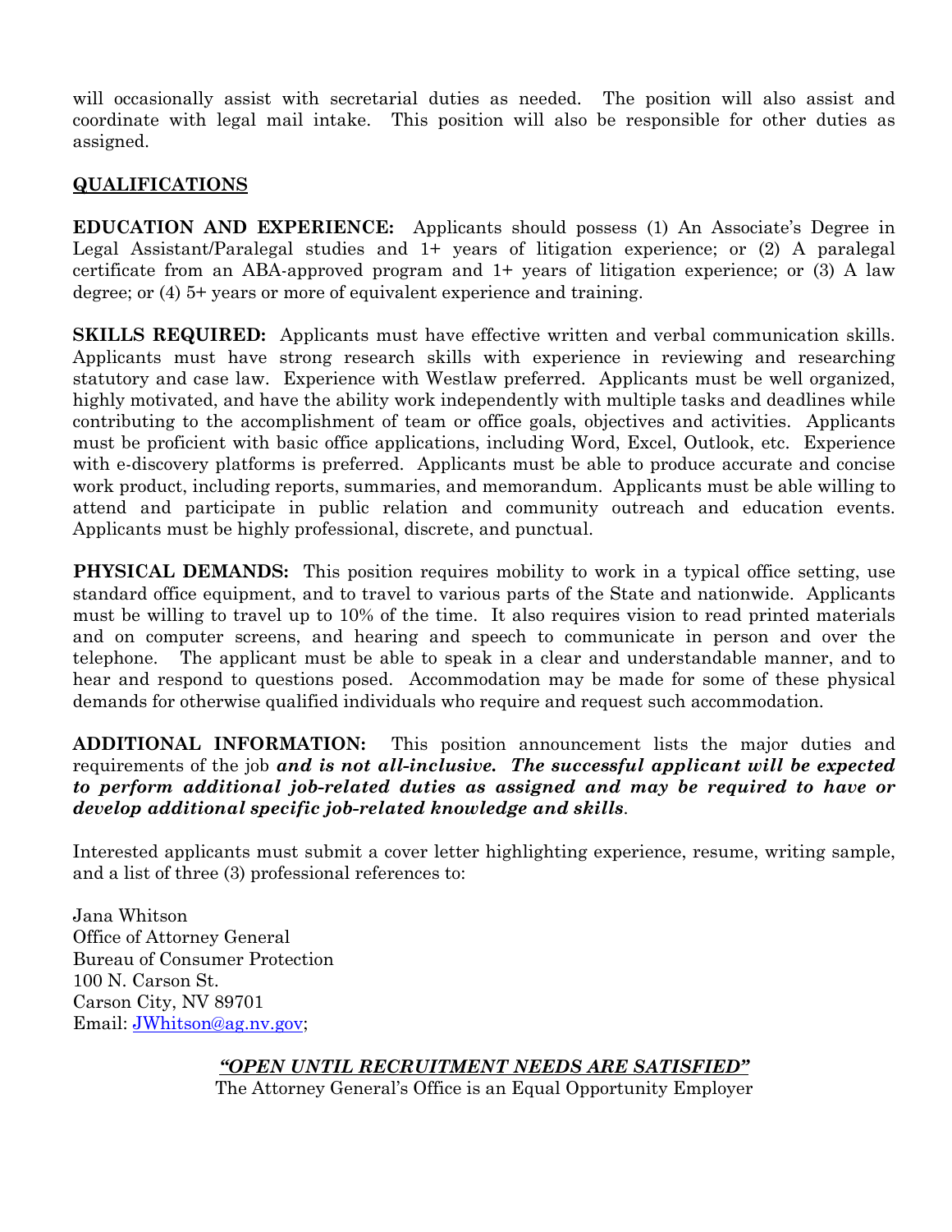will occasionally assist with secretarial duties as needed. The position will also assist and coordinate with legal mail intake. This position will also be responsible for other duties as assigned.

## QUALIFICATIONS

**EDUCATION AND EXPERIENCE:** Applicants should possess (1) An Associate's Degree in Legal Assistant/Paralegal studies and 1+ years of litigation experience; or (2) A paralegal certificate from an ABA-approved program and 1+ years of litigation experience; or (3) A law degree; or (4) 5+ years or more of equivalent experience and training.

**SKILLS REQUIRED:** Applicants must have effective written and verbal communication skills. Applicants must have strong research skills with experience in reviewing and researching statutory and case law. Experience with Westlaw preferred. Applicants must be well organized, highly motivated, and have the ability work independently with multiple tasks and deadlines while contributing to the accomplishment of team or office goals, objectives and activities. Applicants must be proficient with basic office applications, including Word, Excel, Outlook, etc. Experience with e-discovery platforms is preferred. Applicants must be able to produce accurate and concise work product, including reports, summaries, and memorandum. Applicants must be able willing to attend and participate in public relation and community outreach and education events. Applicants must be highly professional, discrete, and punctual.

**PHYSICAL DEMANDS:** This position requires mobility to work in a typical office setting, use standard office equipment, and to travel to various parts of the State and nationwide. Applicants must be willing to travel up to 10% of the time. It also requires vision to read printed materials and on computer screens, and hearing and speech to communicate in person and over the telephone. The applicant must be able to speak in a clear and understandable manner, and to hear and respond to questions posed. Accommodation may be made for some of these physical demands for otherwise qualified individuals who require and request such accommodation.

**ADDITIONAL INFORMATION:** This position announcement lists the major duties and requirements of the job ***and is not all-inclusive. The successful applicant will be expected to perform additional job-related duties as assigned and may be required to have or develop additional specific job-related knowledge and skills***.

Interested applicants must submit a cover letter highlighting experience, resume, writing sample, and a list of three (3) professional references to:

Jana Whitson
Office of Attorney General
Bureau of Consumer Protection
100 N. Carson St.
Carson City, NV 89701
Email: JWhitson@ag.nv.gov;

***"OPEN UNTIL RECRUITMENT NEEDS ARE SATISFIED"***

The Attorney General's Office is an Equal Opportunity Employer